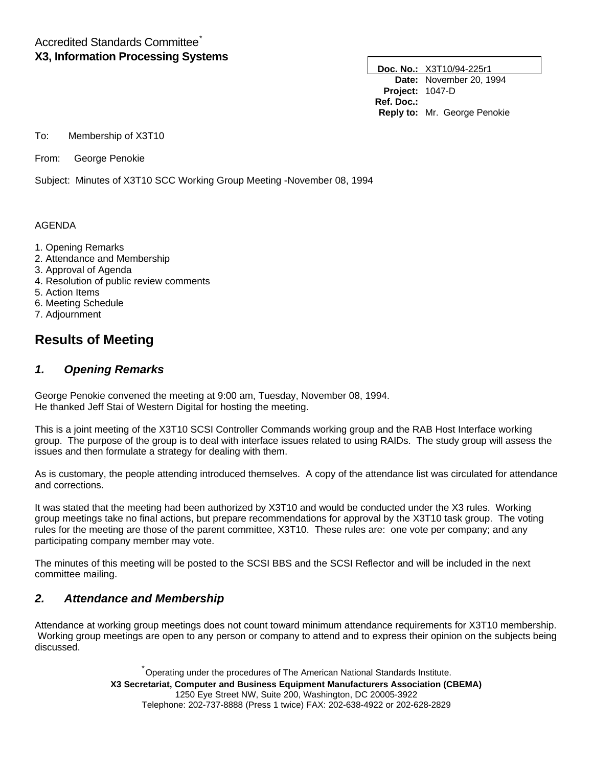Accredited Standards Committee*
**X3, Information Processing Systems**

| | |
|---|---|
| **Doc. No.:** | X3T10/94-225r1 |
| **Date:** | November 20, 1994 |
| **Project:** | 1047-D |
| **Ref. Doc.:** | |
| **Reply to:** | Mr. George Penokie |

To: Membership of X3T10

From: George Penokie

Subject: Minutes of X3T10 SCC Working Group Meeting -November 08, 1994

AGENDA

1. Opening Remarks
2. Attendance and Membership
3. Approval of Agenda
4. Resolution of public review comments
5. Action Items
6. Meeting Schedule
7. Adjournment

# Results of Meeting

## *1. Opening Remarks*

George Penokie convened the meeting at 9:00 am, Tuesday, November 08, 1994.
He thanked Jeff Stai of Western Digital for hosting the meeting.

This is a joint meeting of the X3T10 SCSI Controller Commands working group and the RAB Host Interface working group. The purpose of the group is to deal with interface issues related to using RAIDs. The study group will assess the issues and then formulate a strategy for dealing with them.

As is customary, the people attending introduced themselves. A copy of the attendance list was circulated for attendance and corrections.

It was stated that the meeting had been authorized by X3T10 and would be conducted under the X3 rules. Working group meetings take no final actions, but prepare recommendations for approval by the X3T10 task group. The voting rules for the meeting are those of the parent committee, X3T10. These rules are: one vote per company; and any participating company member may vote.

The minutes of this meeting will be posted to the SCSI BBS and the SCSI Reflector and will be included in the next committee mailing.

## *2. Attendance and Membership*

Attendance at working group meetings does not count toward minimum attendance requirements for X3T10 membership. Working group meetings are open to any person or company to attend and to express their opinion on the subjects being discussed.

*Operating under the procedures of The American National Standards Institute.
**X3 Secretariat, Computer and Business Equipment Manufacturers Association (CBEMA)**
1250 Eye Street NW, Suite 200, Washington, DC 20005-3922
Telephone: 202-737-8888 (Press 1 twice) FAX: 202-638-4922 or 202-628-2829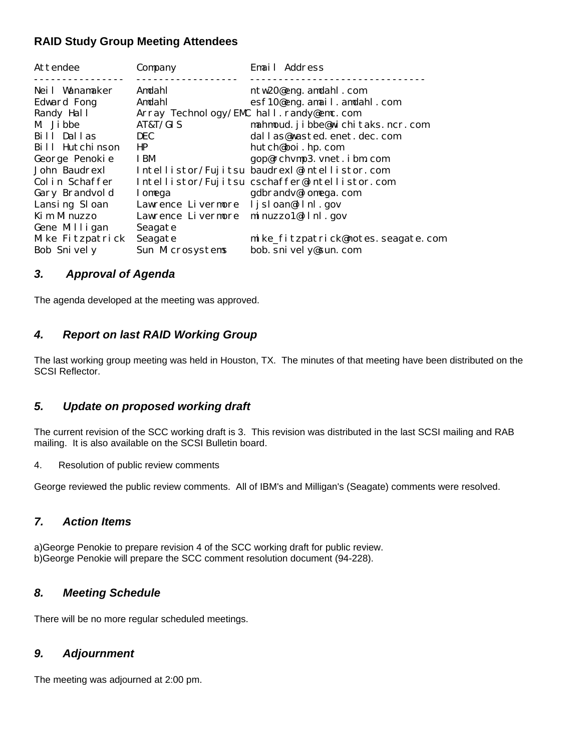**RAID Study Group Meeting Attendees**

| Attendee | Company | Email Address |
|---|---|---|
| Neil Wanamaker | Amdahl | ntw20@eng.amdahl.com |
| Edward Fong | Amdahl | esf10@eng.amail.amdahl.com |
| Randy Hall | Array Technology/EMC | hall.randy@emc.com |
| M. Jibbe | AT&T/GIS | mahmoud.jibbe@wichitaks.ncr.com |
| Bill Dallas | DEC | dallas@wasted.enet.dec.com |
| Bill Hutchinson | HP | hutch@boi.hp.com |
| George Penokie | IBM | gop@rchvmp3.vnet.ibm.com |
| John Baudrexl | Intellistor/Fujitsu | baudrexl@intellistor.com |
| Colin Schaffer | Intellistor/Fujitsu | cschaffer@intellistor.com |
| Gary Brandvold | Iomega | gdbrandv@iomega.com |
| Lansing Sloan | Lawrence Livermore | ljsloan@llnl.gov |
| Kim Minuzzo | Lawrence Livermore | minuzzo1@llnl.gov |
| Gene Milligan | Seagate | |
| Mike Fitzpatrick | Seagate | mike_fitzpatrick@notes.seagate.com |
| Bob Snively | Sun Microsystems | bob.snively@sun.com |

### *3. Approval of Agenda*

The agenda developed at the meeting was approved.

### *4. Report on last RAID Working Group*

The last working group meeting was held in Houston, TX. The minutes of that meeting have been distributed on the SCSI Reflector.

### *5. Update on proposed working draft*

The current revision of the SCC working draft is 3. This revision was distributed in the last SCSI mailing and RAB mailing. It is also available on the SCSI Bulletin board.

4. Resolution of public review comments

George reviewed the public review comments. All of IBM's and Milligan's (Seagate) comments were resolved.

### *7. Action Items*

a)George Penokie to prepare revision 4 of the SCC working draft for public review.
b)George Penokie will prepare the SCC comment resolution document (94-228).

### *8. Meeting Schedule*

There will be no more regular scheduled meetings.

### *9. Adjournment*

The meeting was adjourned at 2:00 pm.